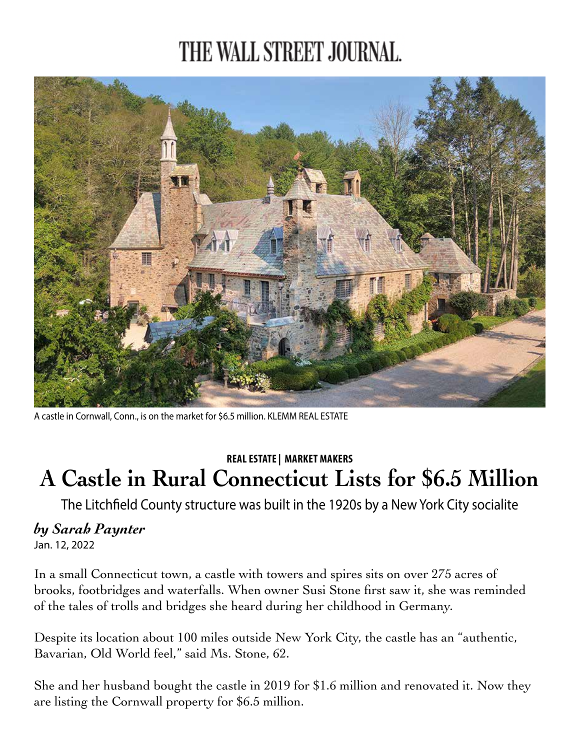# THE WALL STREET JOURNAL.

A castle in Cornwall, Conn., is on the market for $6.5 million. KLEMM REAL ESTATE

**REAL ESTATE | MARKET MAKERS**

## A Castle in Rural Connecticut Lists for $6.5 Million

The Litchfield County structure was built in the 1920s by a New York City socialite

***by Sarah Paynter***

Jan. 12, 2022

In a small Connecticut town, a castle with towers and spires sits on over 275 acres of brooks, footbridges and waterfalls. When owner Susi Stone first saw it, she was reminded of the tales of trolls and bridges she heard during her childhood in Germany.

Despite its location about 100 miles outside New York City, the castle has an "authentic, Bavarian, Old World feel," said Ms. Stone, 62.

She and her husband bought the castle in 2019 for $1.6 million and renovated it. Now they are listing the Cornwall property for $6.5 million.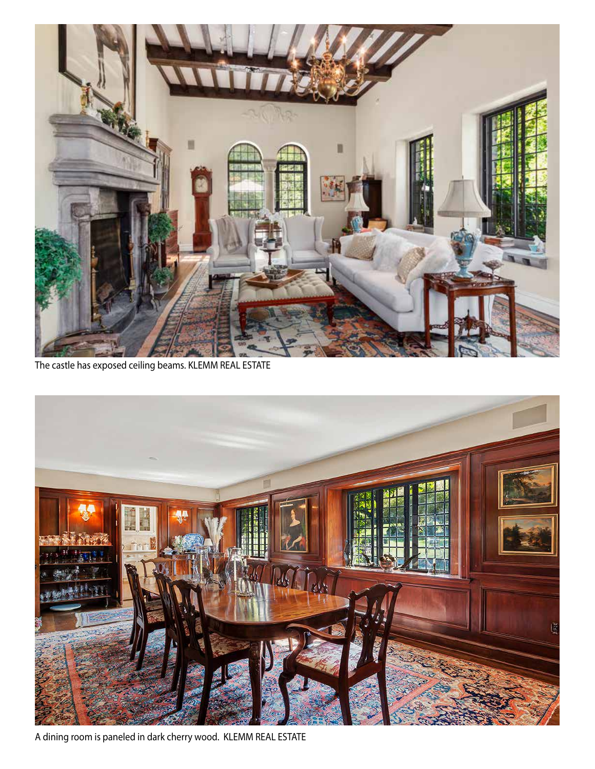The castle has exposed ceiling beams. KLEMM REAL ESTATE

A dining room is paneled in dark cherry wood. KLEMM REAL ESTATE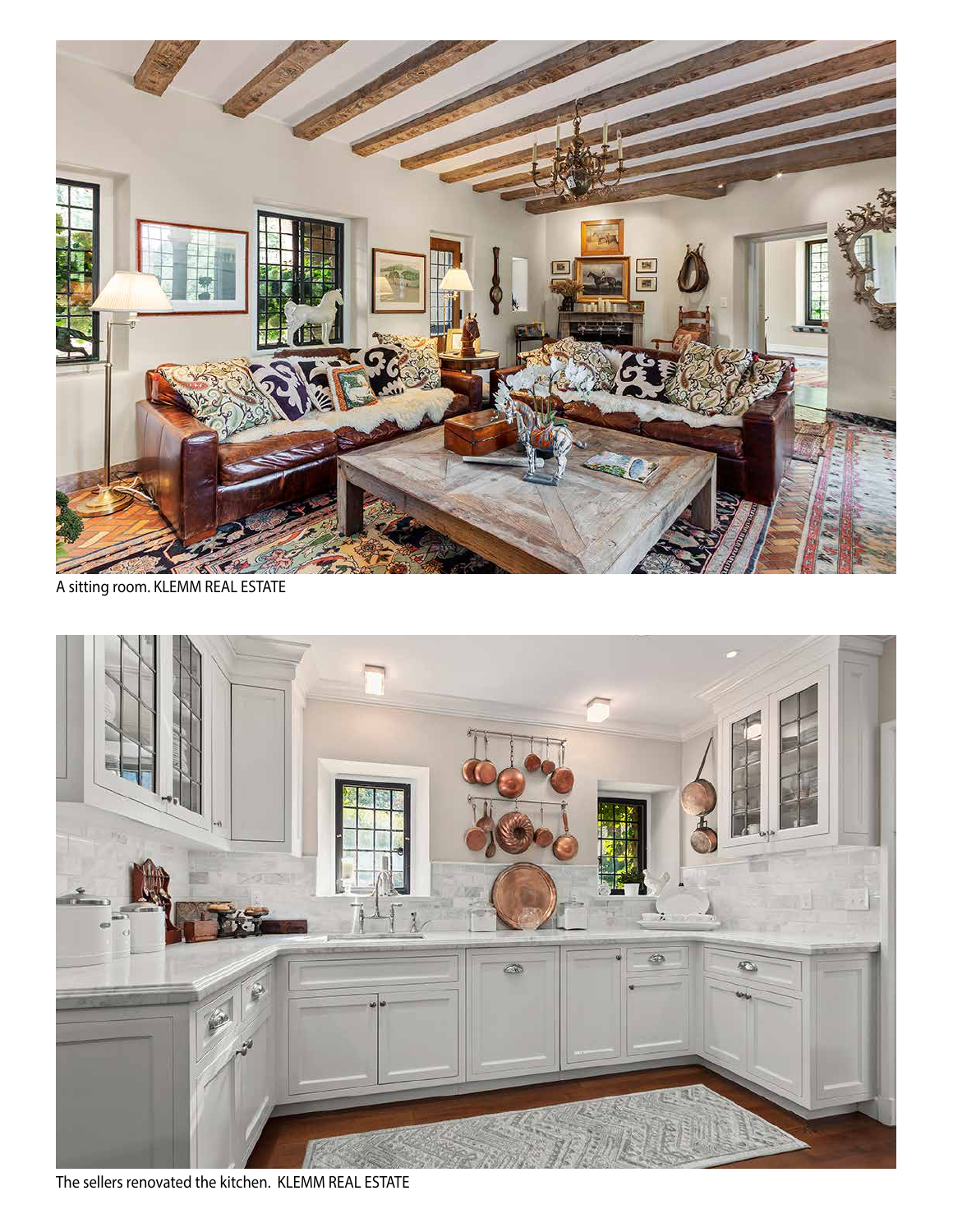A sitting room. KLEMM REAL ESTATE

The sellers renovated the kitchen. KLEMM REAL ESTATE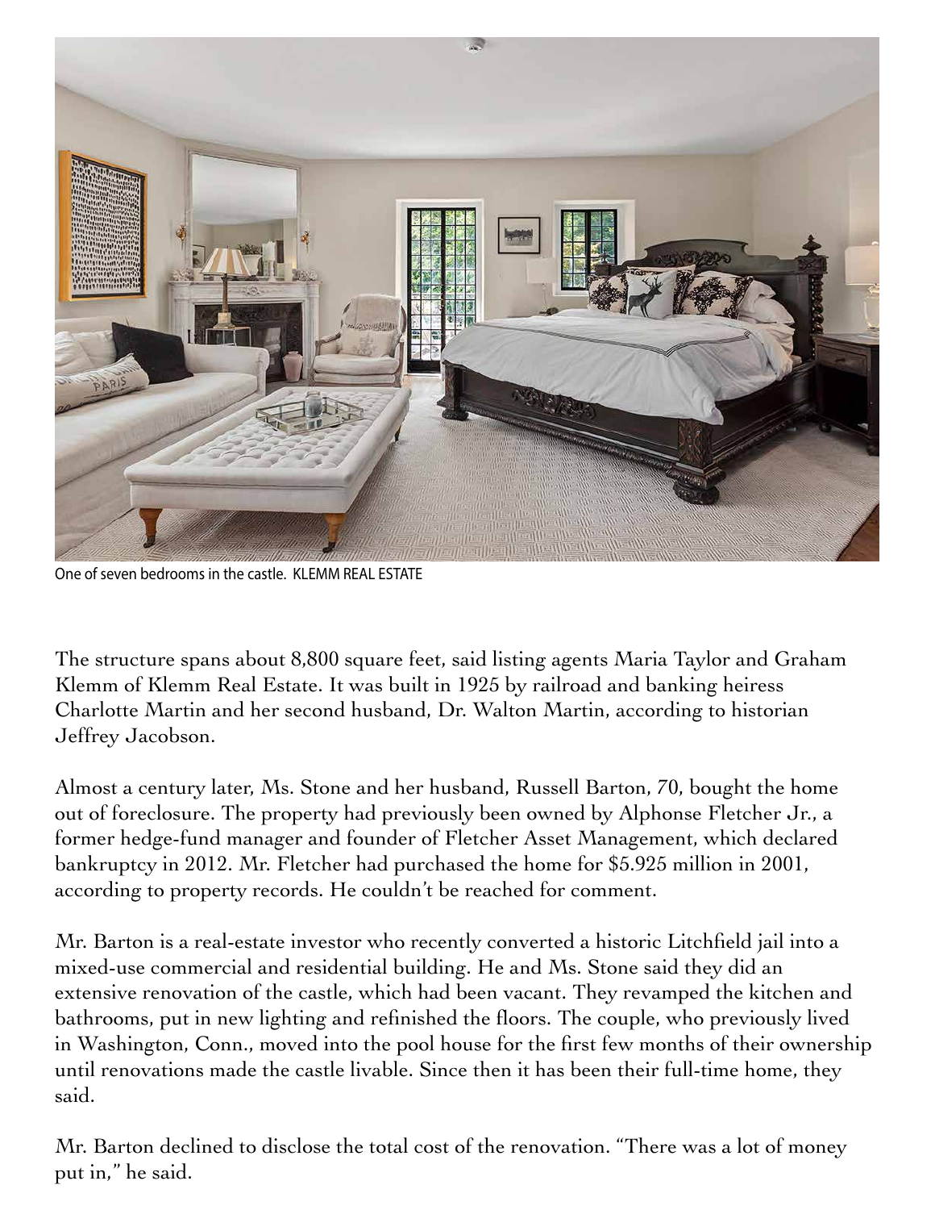One of seven bedrooms in the castle. KLEMM REAL ESTATE

The structure spans about 8,800 square feet, said listing agents Maria Taylor and Graham Klemm of Klemm Real Estate. It was built in 1925 by railroad and banking heiress Charlotte Martin and her second husband, Dr. Walton Martin, according to historian Jeffrey Jacobson.

Almost a century later, Ms. Stone and her husband, Russell Barton, 70, bought the home out of foreclosure. The property had previously been owned by Alphonse Fletcher Jr., a former hedge-fund manager and founder of Fletcher Asset Management, which declared bankruptcy in 2012. Mr. Fletcher had purchased the home for $5.925 million in 2001, according to property records. He couldn't be reached for comment.

Mr. Barton is a real-estate investor who recently converted a historic Litchfield jail into a mixed-use commercial and residential building. He and Ms. Stone said they did an extensive renovation of the castle, which had been vacant. They revamped the kitchen and bathrooms, put in new lighting and refinished the floors. The couple, who previously lived in Washington, Conn., moved into the pool house for the first few months of their ownership until renovations made the castle livable. Since then it has been their full-time home, they said.

Mr. Barton declined to disclose the total cost of the renovation. "There was a lot of money put in," he said.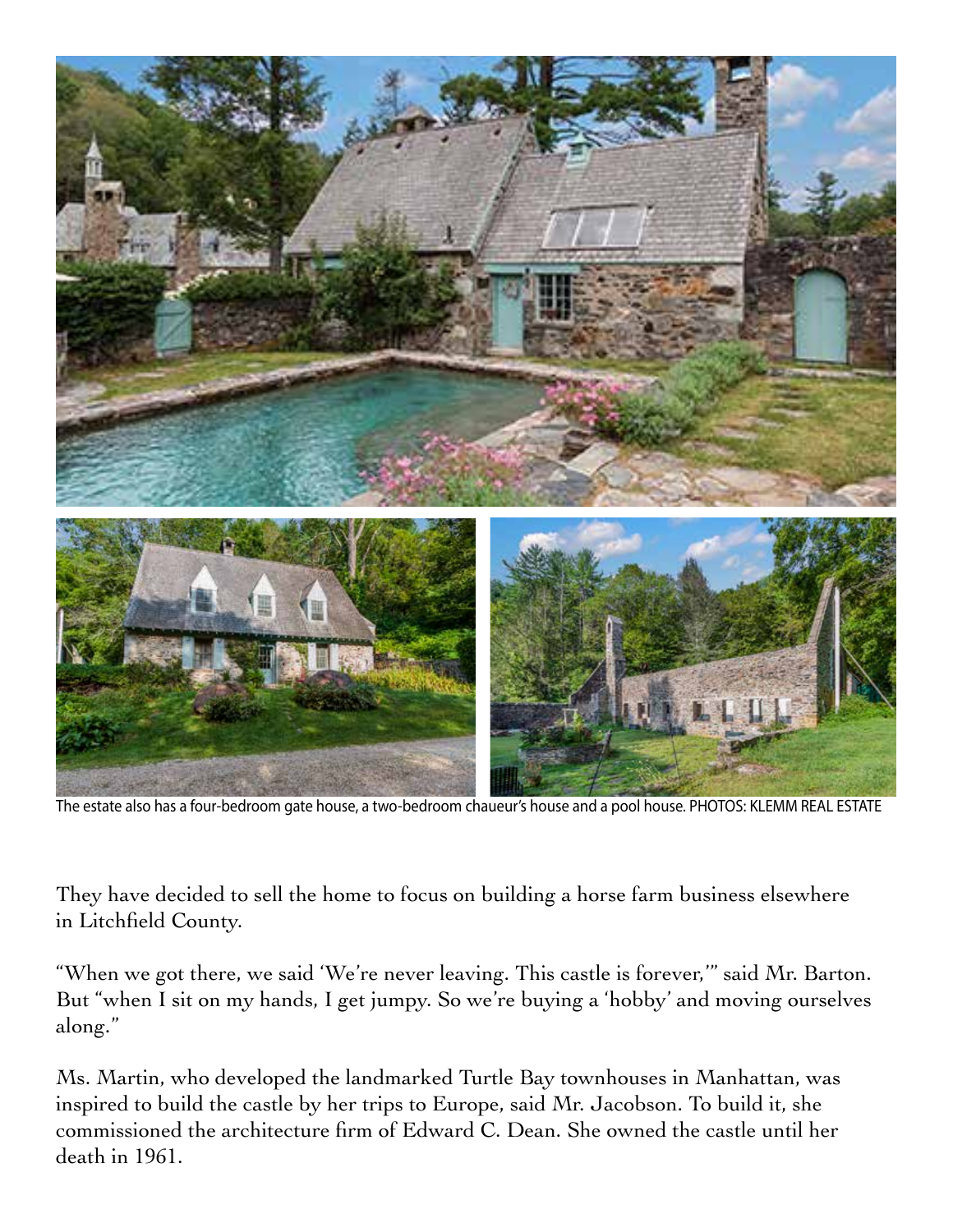The estate also has a four-bedroom gate house, a two-bedroom chaueur's house and a pool house. PHOTOS: KLEMM REAL ESTATE

They have decided to sell the home to focus on building a horse farm business elsewhere in Litchfield County.

"When we got there, we said 'We're never leaving. This castle is forever,'" said Mr. Barton. But "when I sit on my hands, I get jumpy. So we're buying a 'hobby' and moving ourselves along."

Ms. Martin, who developed the landmarked Turtle Bay townhouses in Manhattan, was inspired to build the castle by her trips to Europe, said Mr. Jacobson. To build it, she commissioned the architecture firm of Edward C. Dean. She owned the castle until her death in 1961.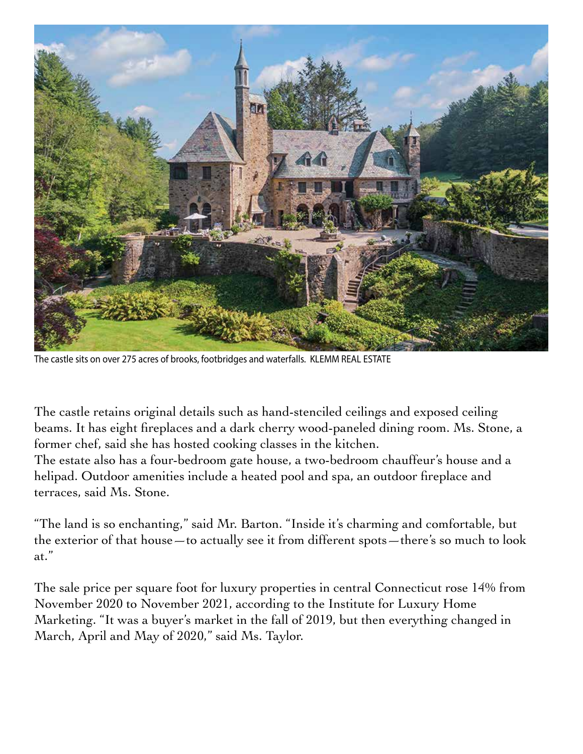The castle sits on over 275 acres of brooks, footbridges and waterfalls. KLEMM REAL ESTATE

The castle retains original details such as hand-stenciled ceilings and exposed ceiling beams. It has eight fireplaces and a dark cherry wood-paneled dining room. Ms. Stone, a former chef, said she has hosted cooking classes in the kitchen.
The estate also has a four-bedroom gate house, a two-bedroom chauffeur's house and a helipad. Outdoor amenities include a heated pool and spa, an outdoor fireplace and terraces, said Ms. Stone.

"The land is so enchanting," said Mr. Barton. "Inside it's charming and comfortable, but the exterior of that house—to actually see it from different spots—there's so much to look at."

The sale price per square foot for luxury properties in central Connecticut rose 14% from November 2020 to November 2021, according to the Institute for Luxury Home Marketing. "It was a buyer's market in the fall of 2019, but then everything changed in March, April and May of 2020," said Ms. Taylor.